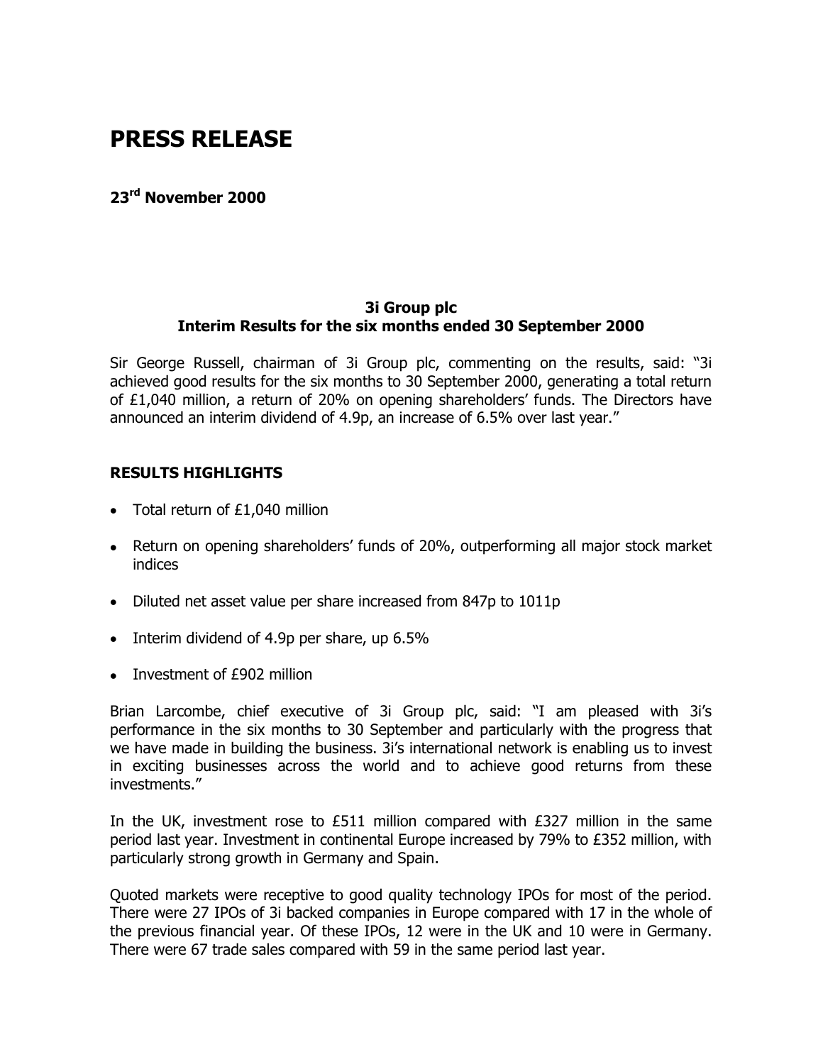# PRESS RELEASE

**23rd November 2000**

**3i Group plc**
**Interim Results for the six months ended 30 September 2000**

Sir George Russell, chairman of 3i Group plc, commenting on the results, said: "3i achieved good results for the six months to 30 September 2000, generating a total return of £1,040 million, a return of 20% on opening shareholders' funds. The Directors have announced an interim dividend of 4.9p, an increase of 6.5% over last year."

## RESULTS HIGHLIGHTS

- Total return of £1,040 million
- Return on opening shareholders' funds of 20%, outperforming all major stock market indices
- Diluted net asset value per share increased from 847p to 1011p
- Interim dividend of 4.9p per share, up 6.5%
- Investment of £902 million

Brian Larcombe, chief executive of 3i Group plc, said: "I am pleased with 3i's performance in the six months to 30 September and particularly with the progress that we have made in building the business. 3i's international network is enabling us to invest in exciting businesses across the world and to achieve good returns from these investments."

In the UK, investment rose to £511 million compared with £327 million in the same period last year. Investment in continental Europe increased by 79% to £352 million, with particularly strong growth in Germany and Spain.

Quoted markets were receptive to good quality technology IPOs for most of the period. There were 27 IPOs of 3i backed companies in Europe compared with 17 in the whole of the previous financial year. Of these IPOs, 12 were in the UK and 10 were in Germany. There were 67 trade sales compared with 59 in the same period last year.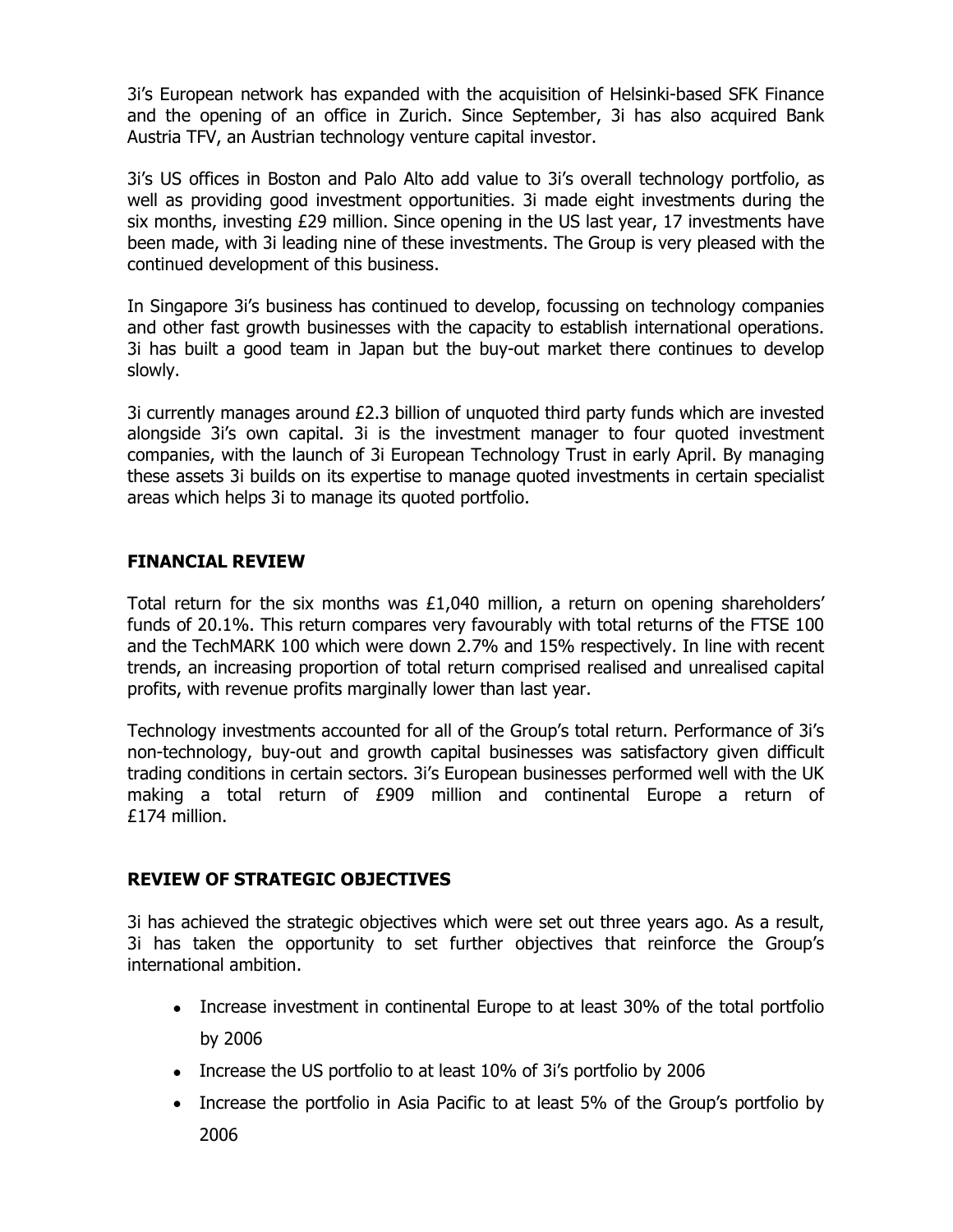3i's European network has expanded with the acquisition of Helsinki-based SFK Finance and the opening of an office in Zurich. Since September, 3i has also acquired Bank Austria TFV, an Austrian technology venture capital investor.

3i's US offices in Boston and Palo Alto add value to 3i's overall technology portfolio, as well as providing good investment opportunities. 3i made eight investments during the six months, investing £29 million. Since opening in the US last year, 17 investments have been made, with 3i leading nine of these investments. The Group is very pleased with the continued development of this business.

In Singapore 3i's business has continued to develop, focussing on technology companies and other fast growth businesses with the capacity to establish international operations. 3i has built a good team in Japan but the buy-out market there continues to develop slowly.

3i currently manages around £2.3 billion of unquoted third party funds which are invested alongside 3i's own capital. 3i is the investment manager to four quoted investment companies, with the launch of 3i European Technology Trust in early April. By managing these assets 3i builds on its expertise to manage quoted investments in certain specialist areas which helps 3i to manage its quoted portfolio.

## FINANCIAL REVIEW

Total return for the six months was £1,040 million, a return on opening shareholders' funds of 20.1%. This return compares very favourably with total returns of the FTSE 100 and the TechMARK 100 which were down 2.7% and 15% respectively. In line with recent trends, an increasing proportion of total return comprised realised and unrealised capital profits, with revenue profits marginally lower than last year.

Technology investments accounted for all of the Group's total return. Performance of 3i's non-technology, buy-out and growth capital businesses was satisfactory given difficult trading conditions in certain sectors. 3i's European businesses performed well with the UK making a total return of £909 million and continental Europe a return of £174 million.

## REVIEW OF STRATEGIC OBJECTIVES

3i has achieved the strategic objectives which were set out three years ago. As a result, 3i has taken the opportunity to set further objectives that reinforce the Group's international ambition.

- Increase investment in continental Europe to at least 30% of the total portfolio by 2006
- Increase the US portfolio to at least 10% of 3i's portfolio by 2006
- Increase the portfolio in Asia Pacific to at least 5% of the Group's portfolio by 2006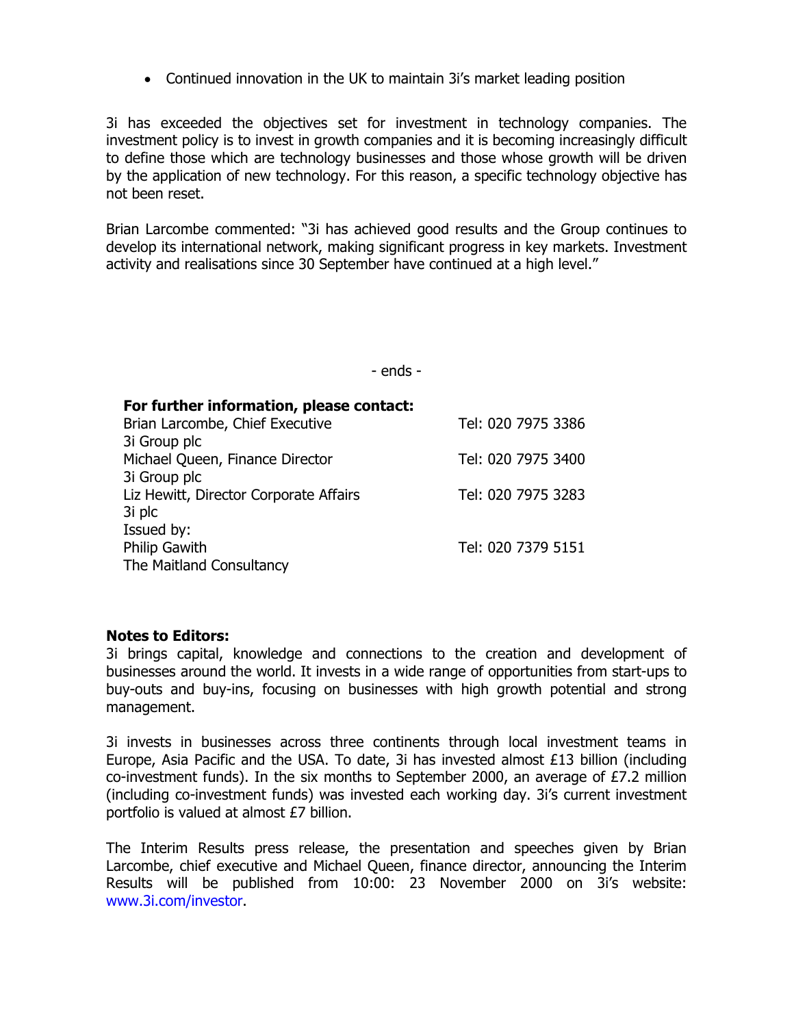- Continued innovation in the UK to maintain 3i's market leading position

3i has exceeded the objectives set for investment in technology companies. The investment policy is to invest in growth companies and it is becoming increasingly difficult to define those which are technology businesses and those whose growth will be driven by the application of new technology. For this reason, a specific technology objective has not been reset.

Brian Larcombe commented: "3i has achieved good results and the Group continues to develop its international network, making significant progress in key markets. Investment activity and realisations since 30 September have continued at a high level."

- ends -

**For further information, please contact:**

| | |
|---|---|
| Brian Larcombe, Chief Executive<br>3i Group plc | Tel: 020 7975 3386 |
| Michael Queen, Finance Director<br>3i Group plc | Tel: 020 7975 3400 |
| Liz Hewitt, Director Corporate Affairs<br>3i plc | Tel: 020 7975 3283 |
| Issued by:<br>Philip Gawith<br>The Maitland Consultancy | Tel: 020 7379 5151 |

**Notes to Editors:**

3i brings capital, knowledge and connections to the creation and development of businesses around the world. It invests in a wide range of opportunities from start-ups to buy-outs and buy-ins, focusing on businesses with high growth potential and strong management.

3i invests in businesses across three continents through local investment teams in Europe, Asia Pacific and the USA. To date, 3i has invested almost £13 billion (including co-investment funds). In the six months to September 2000, an average of £7.2 million (including co-investment funds) was invested each working day. 3i's current investment portfolio is valued at almost £7 billion.

The Interim Results press release, the presentation and speeches given by Brian Larcombe, chief executive and Michael Queen, finance director, announcing the Interim Results will be published from 10:00: 23 November 2000 on 3i's website: www.3i.com/investor.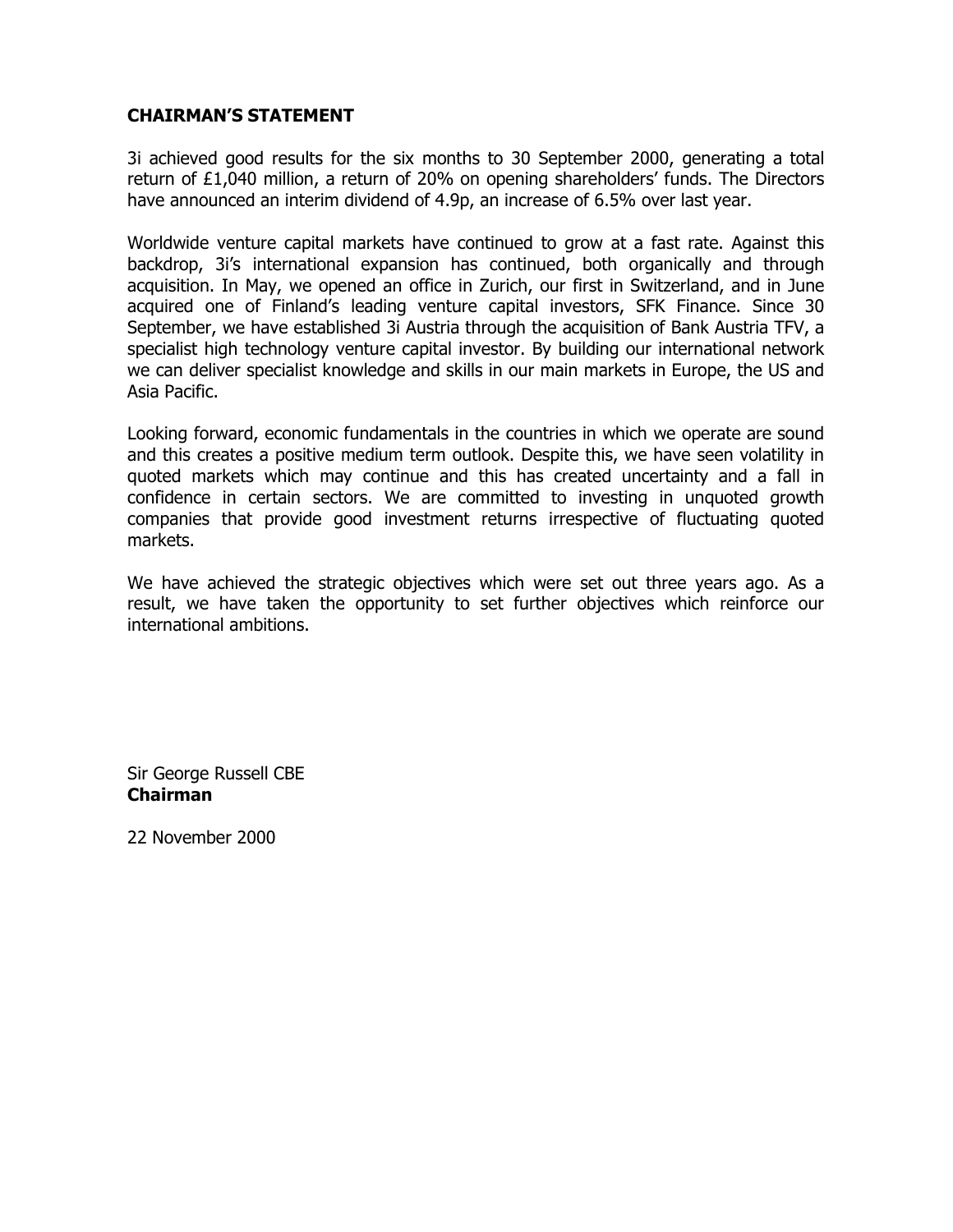## CHAIRMAN'S STATEMENT

3i achieved good results for the six months to 30 September 2000, generating a total return of £1,040 million, a return of 20% on opening shareholders' funds. The Directors have announced an interim dividend of 4.9p, an increase of 6.5% over last year.

Worldwide venture capital markets have continued to grow at a fast rate. Against this backdrop, 3i's international expansion has continued, both organically and through acquisition. In May, we opened an office in Zurich, our first in Switzerland, and in June acquired one of Finland's leading venture capital investors, SFK Finance. Since 30 September, we have established 3i Austria through the acquisition of Bank Austria TFV, a specialist high technology venture capital investor. By building our international network we can deliver specialist knowledge and skills in our main markets in Europe, the US and Asia Pacific.

Looking forward, economic fundamentals in the countries in which we operate are sound and this creates a positive medium term outlook. Despite this, we have seen volatility in quoted markets which may continue and this has created uncertainty and a fall in confidence in certain sectors. We are committed to investing in unquoted growth companies that provide good investment returns irrespective of fluctuating quoted markets.

We have achieved the strategic objectives which were set out three years ago. As a result, we have taken the opportunity to set further objectives which reinforce our international ambitions.

Sir George Russell CBE
**Chairman**

22 November 2000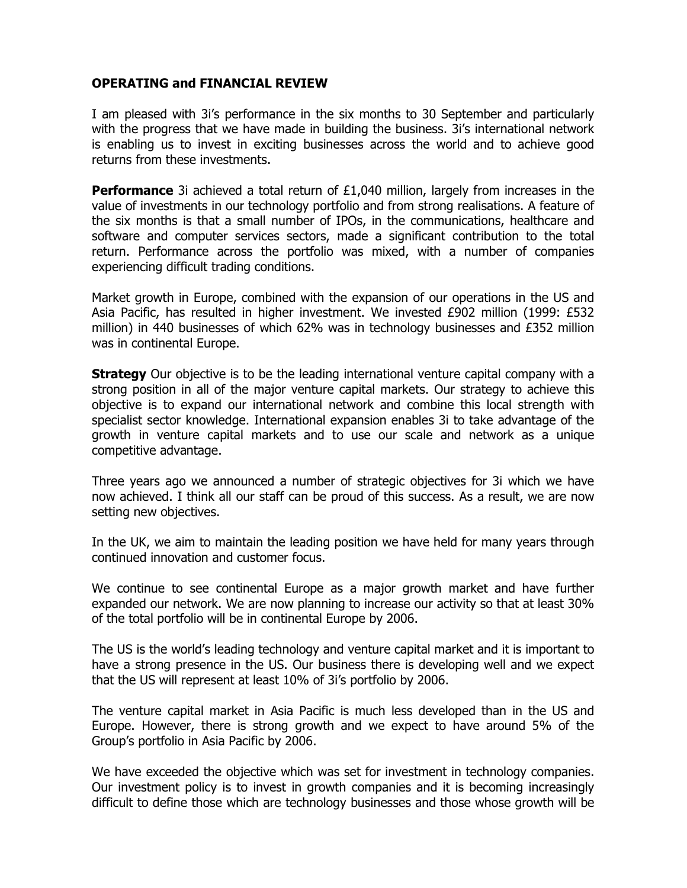## OPERATING and FINANCIAL REVIEW

I am pleased with 3i's performance in the six months to 30 September and particularly with the progress that we have made in building the business. 3i's international network is enabling us to invest in exciting businesses across the world and to achieve good returns from these investments.

**Performance** 3i achieved a total return of £1,040 million, largely from increases in the value of investments in our technology portfolio and from strong realisations. A feature of the six months is that a small number of IPOs, in the communications, healthcare and software and computer services sectors, made a significant contribution to the total return. Performance across the portfolio was mixed, with a number of companies experiencing difficult trading conditions.

Market growth in Europe, combined with the expansion of our operations in the US and Asia Pacific, has resulted in higher investment. We invested £902 million (1999: £532 million) in 440 businesses of which 62% was in technology businesses and £352 million was in continental Europe.

**Strategy** Our objective is to be the leading international venture capital company with a strong position in all of the major venture capital markets. Our strategy to achieve this objective is to expand our international network and combine this local strength with specialist sector knowledge. International expansion enables 3i to take advantage of the growth in venture capital markets and to use our scale and network as a unique competitive advantage.

Three years ago we announced a number of strategic objectives for 3i which we have now achieved. I think all our staff can be proud of this success. As a result, we are now setting new objectives.

In the UK, we aim to maintain the leading position we have held for many years through continued innovation and customer focus.

We continue to see continental Europe as a major growth market and have further expanded our network. We are now planning to increase our activity so that at least 30% of the total portfolio will be in continental Europe by 2006.

The US is the world's leading technology and venture capital market and it is important to have a strong presence in the US. Our business there is developing well and we expect that the US will represent at least 10% of 3i's portfolio by 2006.

The venture capital market in Asia Pacific is much less developed than in the US and Europe. However, there is strong growth and we expect to have around 5% of the Group's portfolio in Asia Pacific by 2006.

We have exceeded the objective which was set for investment in technology companies. Our investment policy is to invest in growth companies and it is becoming increasingly difficult to define those which are technology businesses and those whose growth will be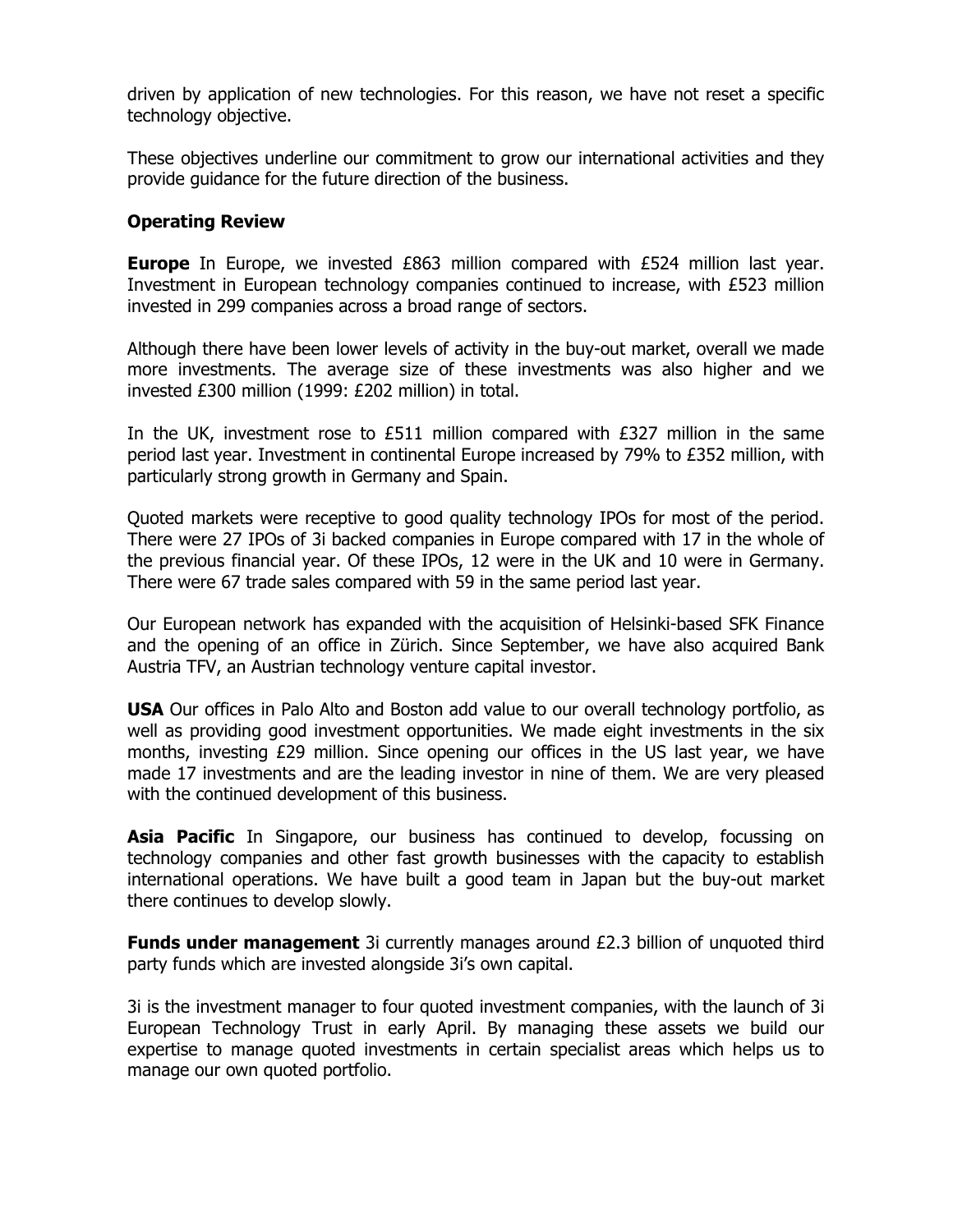driven by application of new technologies. For this reason, we have not reset a specific technology objective.

These objectives underline our commitment to grow our international activities and they provide guidance for the future direction of the business.

## Operating Review

**Europe** In Europe, we invested £863 million compared with £524 million last year. Investment in European technology companies continued to increase, with £523 million invested in 299 companies across a broad range of sectors.

Although there have been lower levels of activity in the buy-out market, overall we made more investments. The average size of these investments was also higher and we invested £300 million (1999: £202 million) in total.

In the UK, investment rose to £511 million compared with £327 million in the same period last year. Investment in continental Europe increased by 79% to £352 million, with particularly strong growth in Germany and Spain.

Quoted markets were receptive to good quality technology IPOs for most of the period. There were 27 IPOs of 3i backed companies in Europe compared with 17 in the whole of the previous financial year. Of these IPOs, 12 were in the UK and 10 were in Germany. There were 67 trade sales compared with 59 in the same period last year.

Our European network has expanded with the acquisition of Helsinki-based SFK Finance and the opening of an office in Zürich. Since September, we have also acquired Bank Austria TFV, an Austrian technology venture capital investor.

**USA** Our offices in Palo Alto and Boston add value to our overall technology portfolio, as well as providing good investment opportunities. We made eight investments in the six months, investing £29 million. Since opening our offices in the US last year, we have made 17 investments and are the leading investor in nine of them. We are very pleased with the continued development of this business.

**Asia Pacific** In Singapore, our business has continued to develop, focussing on technology companies and other fast growth businesses with the capacity to establish international operations. We have built a good team in Japan but the buy-out market there continues to develop slowly.

**Funds under management** 3i currently manages around £2.3 billion of unquoted third party funds which are invested alongside 3i's own capital.

3i is the investment manager to four quoted investment companies, with the launch of 3i European Technology Trust in early April. By managing these assets we build our expertise to manage quoted investments in certain specialist areas which helps us to manage our own quoted portfolio.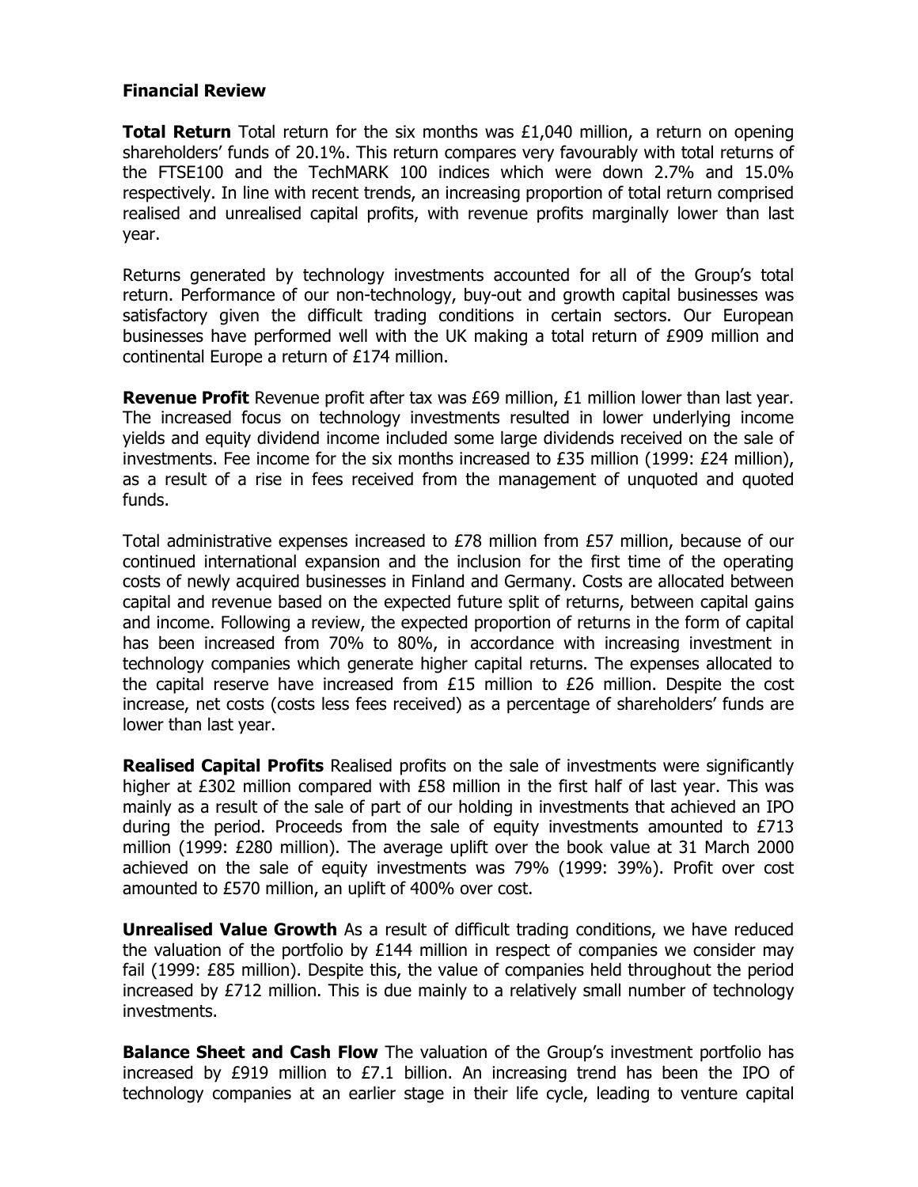## Financial Review

**Total Return** Total return for the six months was £1,040 million, a return on opening shareholders' funds of 20.1%. This return compares very favourably with total returns of the FTSE100 and the TechMARK 100 indices which were down 2.7% and 15.0% respectively. In line with recent trends, an increasing proportion of total return comprised realised and unrealised capital profits, with revenue profits marginally lower than last year.

Returns generated by technology investments accounted for all of the Group's total return. Performance of our non-technology, buy-out and growth capital businesses was satisfactory given the difficult trading conditions in certain sectors. Our European businesses have performed well with the UK making a total return of £909 million and continental Europe a return of £174 million.

**Revenue Profit** Revenue profit after tax was £69 million, £1 million lower than last year. The increased focus on technology investments resulted in lower underlying income yields and equity dividend income included some large dividends received on the sale of investments. Fee income for the six months increased to £35 million (1999: £24 million), as a result of a rise in fees received from the management of unquoted and quoted funds.

Total administrative expenses increased to £78 million from £57 million, because of our continued international expansion and the inclusion for the first time of the operating costs of newly acquired businesses in Finland and Germany. Costs are allocated between capital and revenue based on the expected future split of returns, between capital gains and income. Following a review, the expected proportion of returns in the form of capital has been increased from 70% to 80%, in accordance with increasing investment in technology companies which generate higher capital returns. The expenses allocated to the capital reserve have increased from £15 million to £26 million. Despite the cost increase, net costs (costs less fees received) as a percentage of shareholders' funds are lower than last year.

**Realised Capital Profits** Realised profits on the sale of investments were significantly higher at £302 million compared with £58 million in the first half of last year. This was mainly as a result of the sale of part of our holding in investments that achieved an IPO during the period. Proceeds from the sale of equity investments amounted to £713 million (1999: £280 million). The average uplift over the book value at 31 March 2000 achieved on the sale of equity investments was 79% (1999: 39%). Profit over cost amounted to £570 million, an uplift of 400% over cost.

**Unrealised Value Growth** As a result of difficult trading conditions, we have reduced the valuation of the portfolio by £144 million in respect of companies we consider may fail (1999: £85 million). Despite this, the value of companies held throughout the period increased by £712 million. This is due mainly to a relatively small number of technology investments.

**Balance Sheet and Cash Flow** The valuation of the Group's investment portfolio has increased by £919 million to £7.1 billion. An increasing trend has been the IPO of technology companies at an earlier stage in their life cycle, leading to venture capital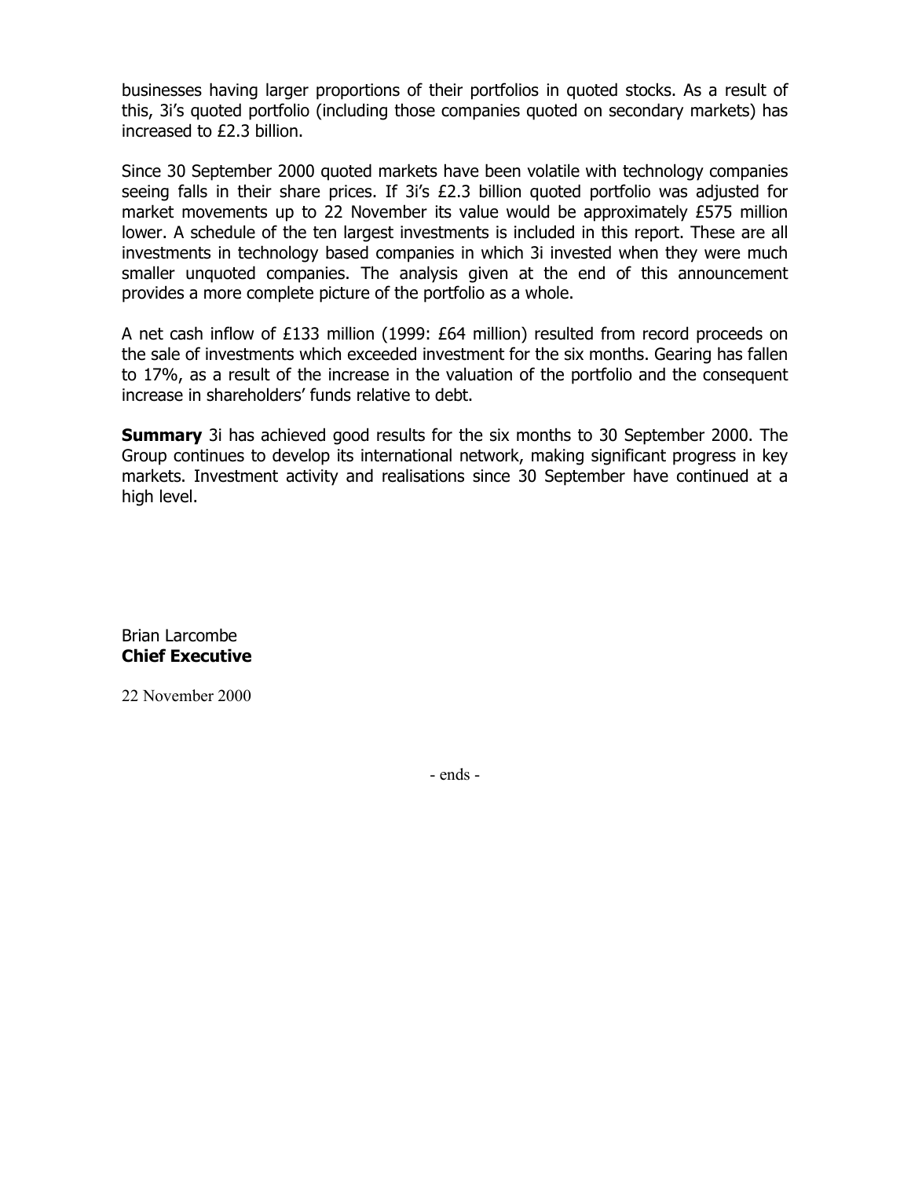businesses having larger proportions of their portfolios in quoted stocks. As a result of this, 3i's quoted portfolio (including those companies quoted on secondary markets) has increased to £2.3 billion.

Since 30 September 2000 quoted markets have been volatile with technology companies seeing falls in their share prices. If 3i's £2.3 billion quoted portfolio was adjusted for market movements up to 22 November its value would be approximately £575 million lower. A schedule of the ten largest investments is included in this report. These are all investments in technology based companies in which 3i invested when they were much smaller unquoted companies. The analysis given at the end of this announcement provides a more complete picture of the portfolio as a whole.

A net cash inflow of £133 million (1999: £64 million) resulted from record proceeds on the sale of investments which exceeded investment for the six months. Gearing has fallen to 17%, as a result of the increase in the valuation of the portfolio and the consequent increase in shareholders' funds relative to debt.

**Summary** 3i has achieved good results for the six months to 30 September 2000. The Group continues to develop its international network, making significant progress in key markets. Investment activity and realisations since 30 September have continued at a high level.

Brian Larcombe
**Chief Executive**

22 November 2000

- ends -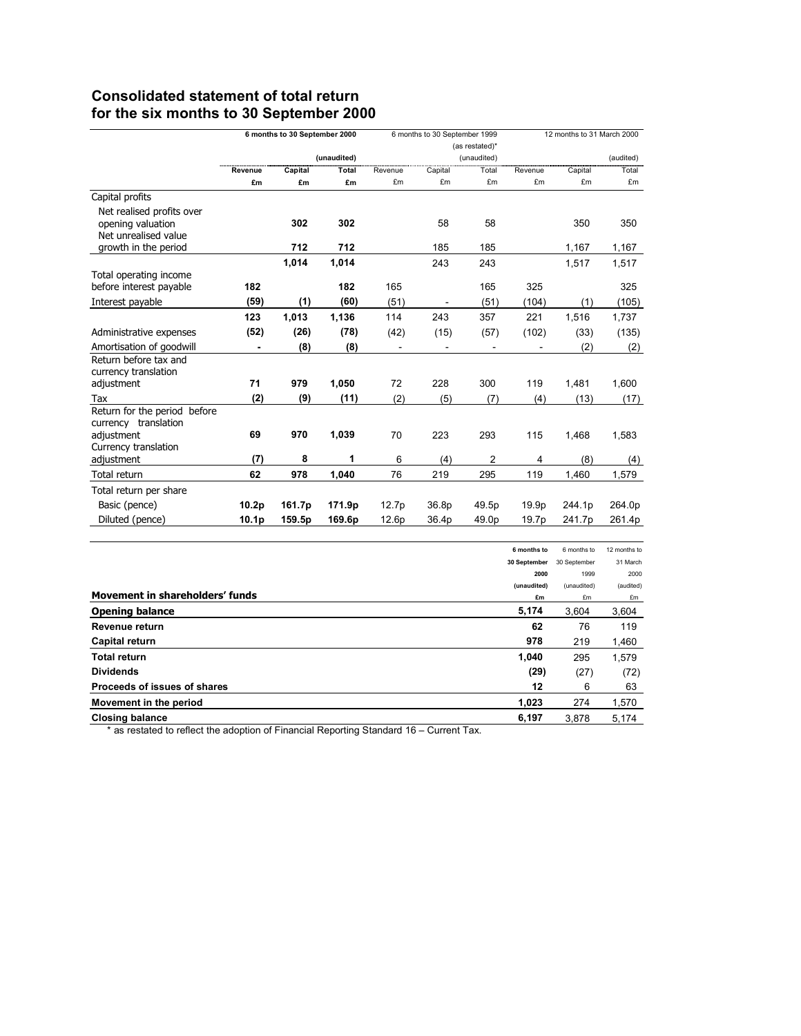## Consolidated statement of total return for the six months to 30 September 2000

| | 6 months to 30 September 2000 | | | 6 months to 30 September 1999 (as restated)* | | | 12 months to 31 March 2000 | | |
|---|---|---|---|---|---|---|---|---|---|
| | | | (unaudited) | | | (unaudited) | | | (audited) |
| | Revenue | Capital | Total | Revenue | Capital | Total | Revenue | Capital | Total |
| | £m | £m | £m | £m | £m | £m | £m | £m | £m |
| Capital profits | | | | | | | | | |
| Net realised profits over opening valuation | | 302 | 302 | | 58 | 58 | | 350 | 350 |
| Net unrealised value growth in the period | | 712 | 712 | | 185 | 185 | | 1,167 | 1,167 |
| | | 1,014 | 1,014 | | 243 | 243 | | 1,517 | 1,517 |
| Total operating income before interest payable | 182 | | 182 | 165 | | 165 | 325 | | 325 |
| Interest payable | (59) | (1) | (60) | (51) | - | (51) | (104) | (1) | (105) |
| | 123 | 1,013 | 1,136 | 114 | 243 | 357 | 221 | 1,516 | 1,737 |
| Administrative expenses | (52) | (26) | (78) | (42) | (15) | (57) | (102) | (33) | (135) |
| Amortisation of goodwill | - | (8) | (8) | - | - | - | - | (2) | (2) |
| Return before tax and currency translation adjustment | 71 | 979 | 1,050 | 72 | 228 | 300 | 119 | 1,481 | 1,600 |
| Tax | (2) | (9) | (11) | (2) | (5) | (7) | (4) | (13) | (17) |
| Return for the period before currency translation adjustment | 69 | 970 | 1,039 | 70 | 223 | 293 | 115 | 1,468 | 1,583 |
| Currency translation adjustment | (7) | 8 | 1 | 6 | (4) | 2 | 4 | (8) | (4) |
| Total return | 62 | 978 | 1,040 | 76 | 219 | 295 | 119 | 1,460 | 1,579 |
| Total return per share | | | | | | | | | |
| Basic (pence) | 10.2p | 161.7p | 171.9p | 12.7p | 36.8p | 49.5p | 19.9p | 244.1p | 264.0p |
| Diluted (pence) | 10.1p | 159.5p | 169.6p | 12.6p | 36.4p | 49.0p | 19.7p | 241.7p | 261.4p |

| Movement in shareholders' funds | 6 months to 30 September 2000 (unaudited) £m | 6 months to 30 September 1999 (unaudited) £m | 12 months to 31 March 2000 (audited) £m |
|---|---|---|---|
| **Opening balance** | 5,174 | 3,604 | 3,604 |
| **Revenue return** | 62 | 76 | 119 |
| **Capital return** | 978 | 219 | 1,460 |
| **Total return** | 1,040 | 295 | 1,579 |
| **Dividends** | (29) | (27) | (72) |
| **Proceeds of issues of shares** | 12 | 6 | 63 |
| **Movement in the period** | 1,023 | 274 | 1,570 |
| **Closing balance** | 6,197 | 3,878 | 5,174 |

* as restated to reflect the adoption of Financial Reporting Standard 16 – Current Tax.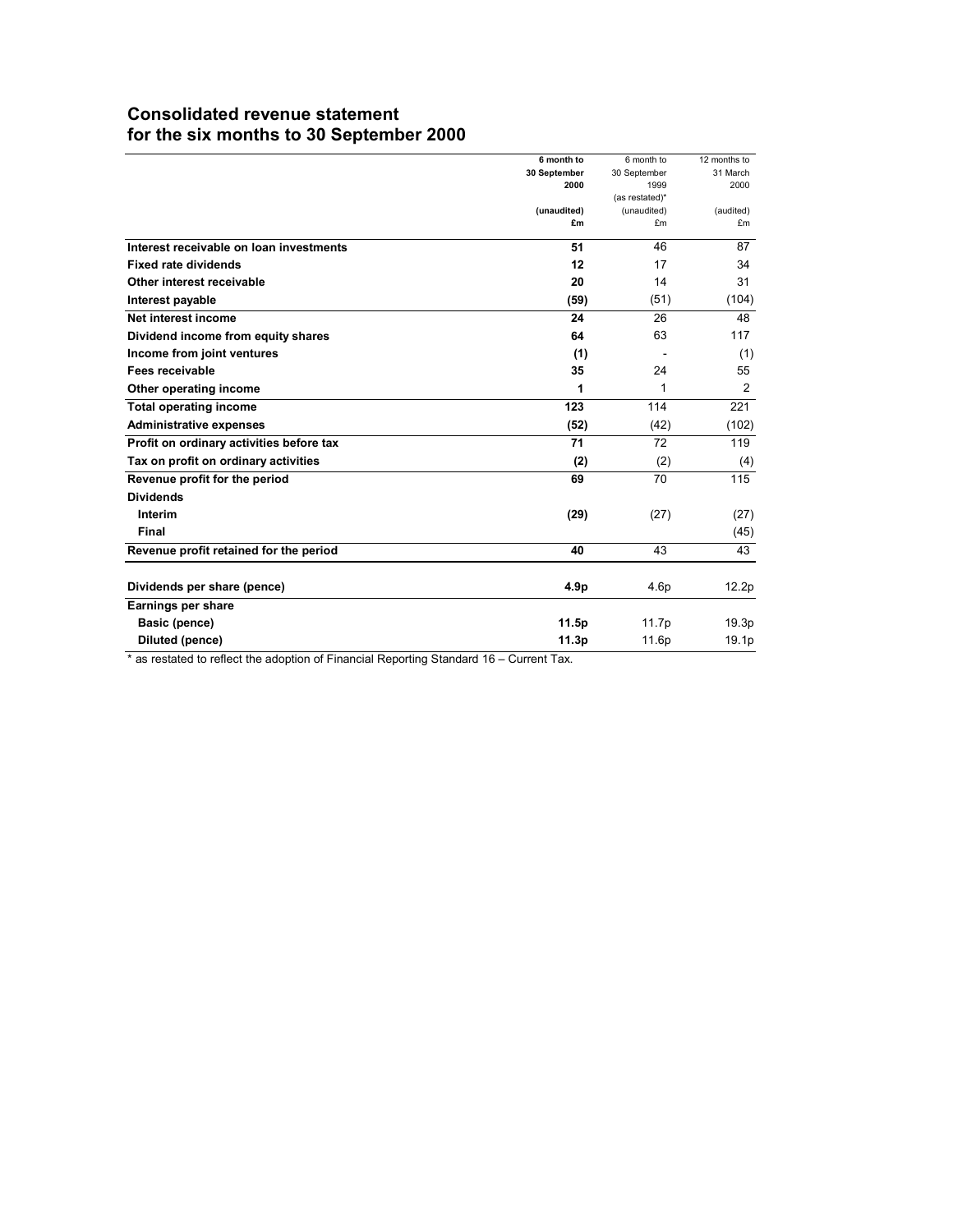## Consolidated revenue statement
## for the six months to 30 September 2000

| | **6 month to 30 September 2000 (unaudited) £m** | 6 month to 30 September 1999 (as restated)* (unaudited) £m | 12 months to 31 March 2000 (audited) £m |
|---|---|---|---|
| **Interest receivable on loan investments** | **51** | 46 | 87 |
| **Fixed rate dividends** | **12** | 17 | 34 |
| **Other interest receivable** | **20** | 14 | 31 |
| **Interest payable** | **(59)** | (51) | (104) |
| **Net interest income** | **24** | 26 | 48 |
| **Dividend income from equity shares** | **64** | 63 | 117 |
| **Income from joint ventures** | **(1)** | - | (1) |
| **Fees receivable** | **35** | 24 | 55 |
| **Other operating income** | **1** | 1 | 2 |
| **Total operating income** | **123** | 114 | 221 |
| **Administrative expenses** | **(52)** | (42) | (102) |
| **Profit on ordinary activities before tax** | **71** | 72 | 119 |
| **Tax on profit on ordinary activities** | **(2)** | (2) | (4) |
| **Revenue profit for the period** | **69** | 70 | 115 |
| **Dividends** | | | |
| **Interim** | **(29)** | (27) | (27) |
| **Final** | | | (45) |
| **Revenue profit retained for the period** | **40** | 43 | 43 |
| | | | |
| **Dividends per share (pence)** | **4.9p** | 4.6p | 12.2p |
| **Earnings per share** | | | |
| **Basic (pence)** | **11.5p** | 11.7p | 19.3p |
| **Diluted (pence)** | **11.3p** | 11.6p | 19.1p |

* as restated to reflect the adoption of Financial Reporting Standard 16 – Current Tax.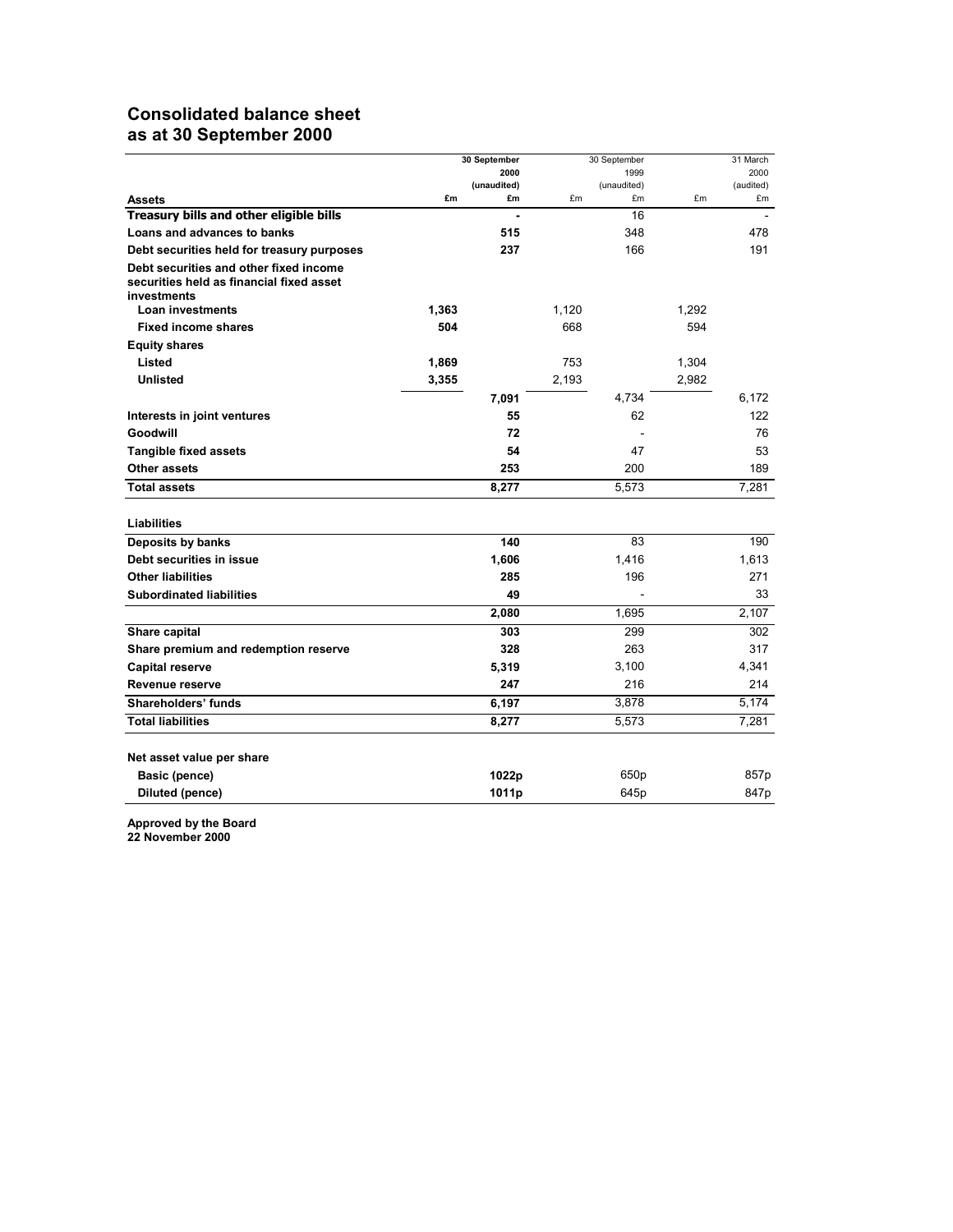## Consolidated balance sheet as at 30 September 2000

| | 30 September 2000 (unaudited) | | 30 September 1999 (unaudited) | | 31 March 2000 (audited) | |
|---|---|---|---|---|---|---|
| **Assets** | £m | £m | £m | £m | £m | £m |
| **Treasury bills and other eligible bills** | | **-** | | 16 | | - |
| **Loans and advances to banks** | | **515** | | 348 | | 478 |
| **Debt securities held for treasury purposes** | | **237** | | 166 | | 191 |
| **Debt securities and other fixed income securities held as financial fixed asset investments** | | | | | | |
| **Loan investments** | **1,363** | | 1,120 | | 1,292 | |
| **Fixed income shares** | **504** | | 668 | | 594 | |
| **Equity shares** | | | | | | |
| **Listed** | **1,869** | | 753 | | 1,304 | |
| **Unlisted** | **3,355** | | 2,193 | | 2,982 | |
| | | **7,091** | | 4,734 | | 6,172 |
| **Interests in joint ventures** | | **55** | | 62 | | 122 |
| **Goodwill** | | **72** | | - | | 76 |
| **Tangible fixed assets** | | **54** | | 47 | | 53 |
| **Other assets** | | **253** | | 200 | | 189 |
| **Total assets** | | **8,277** | | 5,573 | | 7,281 |
| | | | | | | |
| **Liabilities** | | | | | | |
| **Deposits by banks** | | **140** | | 83 | | 190 |
| **Debt securities in issue** | | **1,606** | | 1,416 | | 1,613 |
| **Other liabilities** | | **285** | | 196 | | 271 |
| **Subordinated liabilities** | | **49** | | - | | 33 |
| | | **2,080** | | 1,695 | | 2,107 |
| **Share capital** | | **303** | | 299 | | 302 |
| **Share premium and redemption reserve** | | **328** | | 263 | | 317 |
| **Capital reserve** | | **5,319** | | 3,100 | | 4,341 |
| **Revenue reserve** | | **247** | | 216 | | 214 |
| **Shareholders' funds** | | **6,197** | | 3,878 | | 5,174 |
| **Total liabilities** | | **8,277** | | 5,573 | | 7,281 |
| | | | | | | |
| **Net asset value per share** | | | | | | |
| **Basic (pence)** | | **1022p** | | 650p | | 857p |
| **Diluted (pence)** | | **1011p** | | 645p | | 847p |

**Approved by the Board**
**22 November 2000**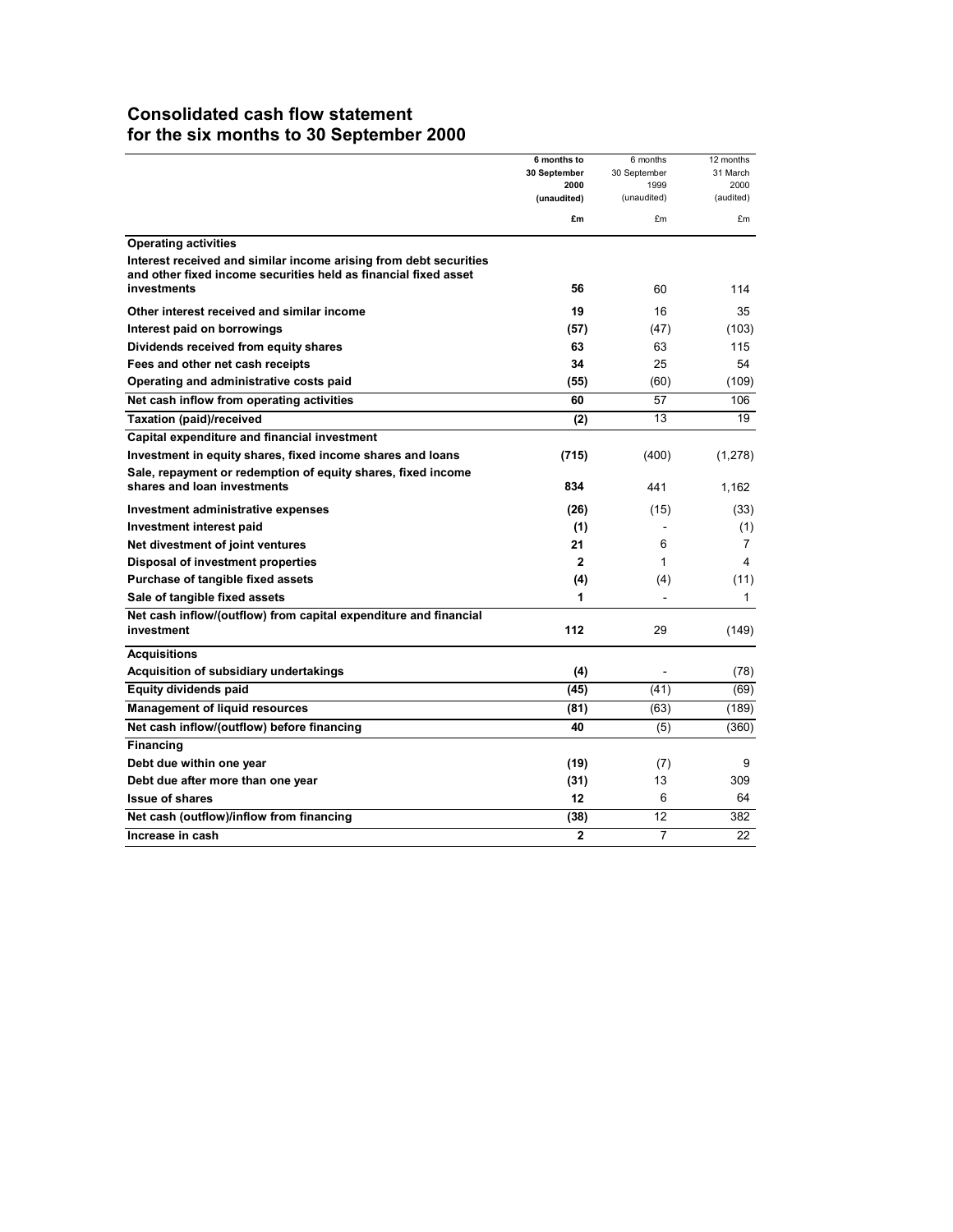## Consolidated cash flow statement
## for the six months to 30 September 2000

| | **6 months to 30 September 2000 (unaudited)** | 6 months 30 September 1999 (unaudited) | 12 months 31 March 2000 (audited) |
|---|---|---|---|
| | **£m** | £m | £m |
| **Operating activities** | | | |
| **Interest received and similar income arising from debt securities and other fixed income securities held as financial fixed asset investments** | **56** | 60 | 114 |
| **Other interest received and similar income** | **19** | 16 | 35 |
| **Interest paid on borrowings** | **(57)** | (47) | (103) |
| **Dividends received from equity shares** | **63** | 63 | 115 |
| **Fees and other net cash receipts** | **34** | 25 | 54 |
| **Operating and administrative costs paid** | **(55)** | (60) | (109) |
| **Net cash inflow from operating activities** | **60** | 57 | 106 |
| **Taxation (paid)/received** | **(2)** | 13 | 19 |
| **Capital expenditure and financial investment** | | | |
| **Investment in equity shares, fixed income shares and loans** | **(715)** | (400) | (1,278) |
| **Sale, repayment or redemption of equity shares, fixed income shares and loan investments** | **834** | 441 | 1,162 |
| **Investment administrative expenses** | **(26)** | (15) | (33) |
| **Investment interest paid** | **(1)** | - | (1) |
| **Net divestment of joint ventures** | **21** | 6 | 7 |
| **Disposal of investment properties** | **2** | 1 | 4 |
| **Purchase of tangible fixed assets** | **(4)** | (4) | (11) |
| **Sale of tangible fixed assets** | **1** | - | 1 |
| **Net cash inflow/(outflow) from capital expenditure and financial investment** | **112** | 29 | (149) |
| **Acquisitions** | | | |
| **Acquisition of subsidiary undertakings** | **(4)** | - | (78) |
| **Equity dividends paid** | **(45)** | (41) | (69) |
| **Management of liquid resources** | **(81)** | (63) | (189) |
| **Net cash inflow/(outflow) before financing** | **40** | (5) | (360) |
| **Financing** | | | |
| **Debt due within one year** | **(19)** | (7) | 9 |
| **Debt due after more than one year** | **(31)** | 13 | 309 |
| **Issue of shares** | **12** | 6 | 64 |
| **Net cash (outflow)/inflow from financing** | **(38)** | 12 | 382 |
| **Increase in cash** | **2** | 7 | 22 |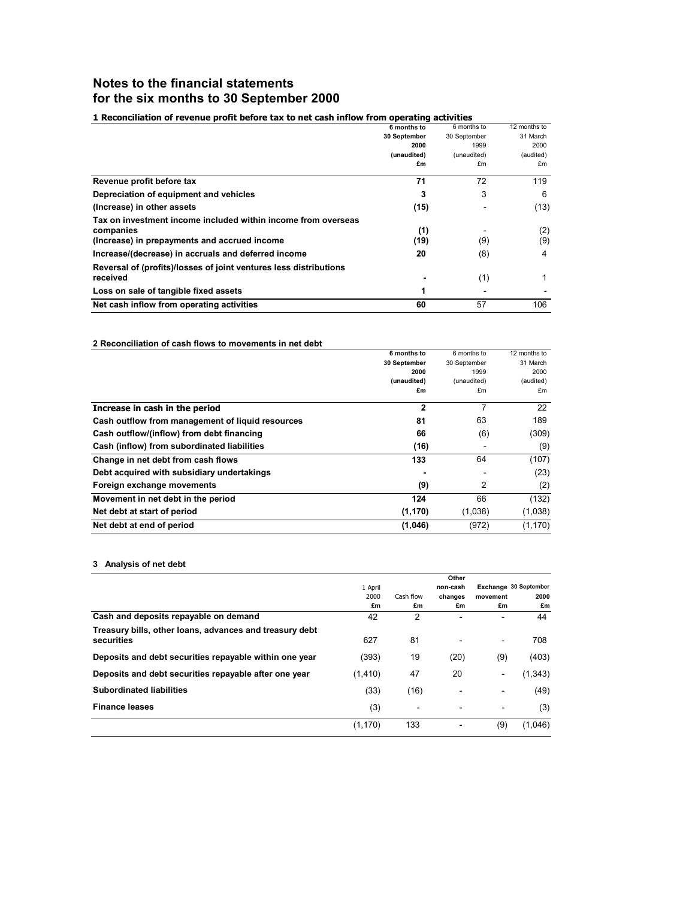# Notes to the financial statements for the six months to 30 September 2000

### 1 Reconciliation of revenue profit before tax to net cash inflow from operating activities

| | **6 months to 30 September 2000 (unaudited) £m** | 6 months to 30 September 1999 (unaudited) £m | 12 months to 31 March 2000 (audited) £m |
|---|---|---|---|
| **Revenue profit before tax** | **71** | 72 | 119 |
| **Depreciation of equipment and vehicles** | **3** | 3 | 6 |
| **(Increase) in other assets** | **(15)** | - | (13) |
| **Tax on investment income included within income from overseas companies** | **(1)** | - | (2) |
| **(Increase) in prepayments and accrued income** | **(19)** | (9) | (9) |
| **Increase/(decrease) in accruals and deferred income** | **20** | (8) | 4 |
| **Reversal of (profits)/losses of joint ventures less distributions received** | **-** | (1) | 1 |
| **Loss on sale of tangible fixed assets** | **1** | - | - |
| **Net cash inflow from operating activities** | **60** | 57 | 106 |

### 2 Reconciliation of cash flows to movements in net debt

| | **6 months to 30 September 2000 (unaudited) £m** | 6 months to 30 September 1999 (unaudited) £m | 12 months to 31 March 2000 (audited) £m |
|---|---|---|---|
| **Increase in cash in the period** | **2** | 7 | 22 |
| **Cash outflow from management of liquid resources** | **81** | 63 | 189 |
| **Cash outflow/(inflow) from debt financing** | **66** | (6) | (309) |
| **Cash (inflow) from subordinated liabilities** | **(16)** | - | (9) |
| **Change in net debt from cash flows** | **133** | 64 | (107) |
| **Debt acquired with subsidiary undertakings** | **-** | - | (23) |
| **Foreign exchange movements** | **(9)** | 2 | (2) |
| **Movement in net debt in the period** | **124** | 66 | (132) |
| **Net debt at start of period** | **(1,170)** | (1,038) | (1,038) |
| **Net debt at end of period** | **(1,046)** | (972) | (1,170) |

### 3 Analysis of net debt

| | 1 April 2000 £m | Cash flow £m | **Other non-cash changes £m** | **Exchange movement £m** | **30 September 2000 £m** |
|---|---|---|---|---|---|
| **Cash and deposits repayable on demand** | 42 | 2 | - | - | 44 |
| **Treasury bills, other loans, advances and treasury debt securities** | 627 | 81 | - | - | 708 |
| **Deposits and debt securities repayable within one year** | (393) | 19 | (20) | (9) | (403) |
| **Deposits and debt securities repayable after one year** | (1,410) | 47 | 20 | - | (1,343) |
| **Subordinated liabilities** | (33) | (16) | - | - | (49) |
| **Finance leases** | (3) | - | - | - | (3) |
| | (1,170) | 133 | - | (9) | (1,046) |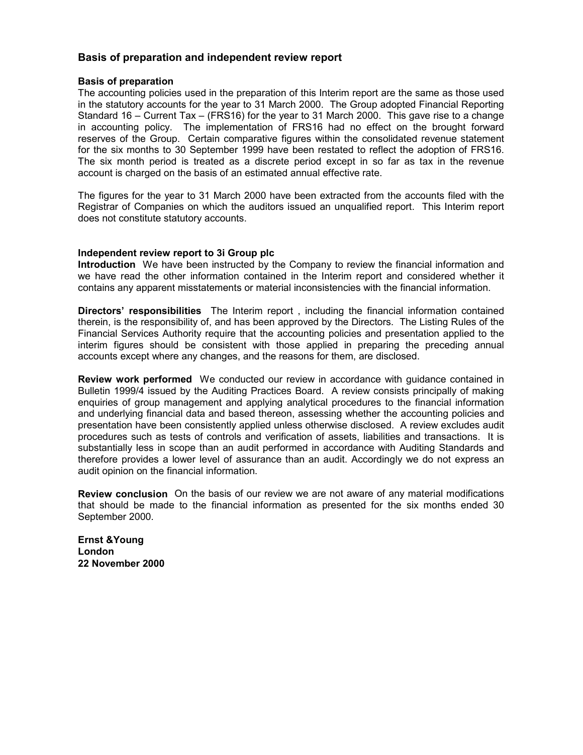## Basis of preparation and independent review report

### Basis of preparation

The accounting policies used in the preparation of this Interim report are the same as those used in the statutory accounts for the year to 31 March 2000. The Group adopted Financial Reporting Standard 16 – Current Tax – (FRS16) for the year to 31 March 2000. This gave rise to a change in accounting policy. The implementation of FRS16 had no effect on the brought forward reserves of the Group. Certain comparative figures within the consolidated revenue statement for the six months to 30 September 1999 have been restated to reflect the adoption of FRS16. The six month period is treated as a discrete period except in so far as tax in the revenue account is charged on the basis of an estimated annual effective rate.

The figures for the year to 31 March 2000 have been extracted from the accounts filed with the Registrar of Companies on which the auditors issued an unqualified report. This Interim report does not constitute statutory accounts.

### Independent review report to 3i Group plc

**Introduction** We have been instructed by the Company to review the financial information and we have read the other information contained in the Interim report and considered whether it contains any apparent misstatements or material inconsistencies with the financial information.

**Directors' responsibilities** The Interim report , including the financial information contained therein, is the responsibility of, and has been approved by the Directors. The Listing Rules of the Financial Services Authority require that the accounting policies and presentation applied to the interim figures should be consistent with those applied in preparing the preceding annual accounts except where any changes, and the reasons for them, are disclosed.

**Review work performed** We conducted our review in accordance with guidance contained in Bulletin 1999/4 issued by the Auditing Practices Board. A review consists principally of making enquiries of group management and applying analytical procedures to the financial information and underlying financial data and based thereon, assessing whether the accounting policies and presentation have been consistently applied unless otherwise disclosed. A review excludes audit procedures such as tests of controls and verification of assets, liabilities and transactions. It is substantially less in scope than an audit performed in accordance with Auditing Standards and therefore provides a lower level of assurance than an audit. Accordingly we do not express an audit opinion on the financial information.

**Review conclusion** On the basis of our review we are not aware of any material modifications that should be made to the financial information as presented for the six months ended 30 September 2000.

**Ernst &Young**
**London**
**22 November 2000**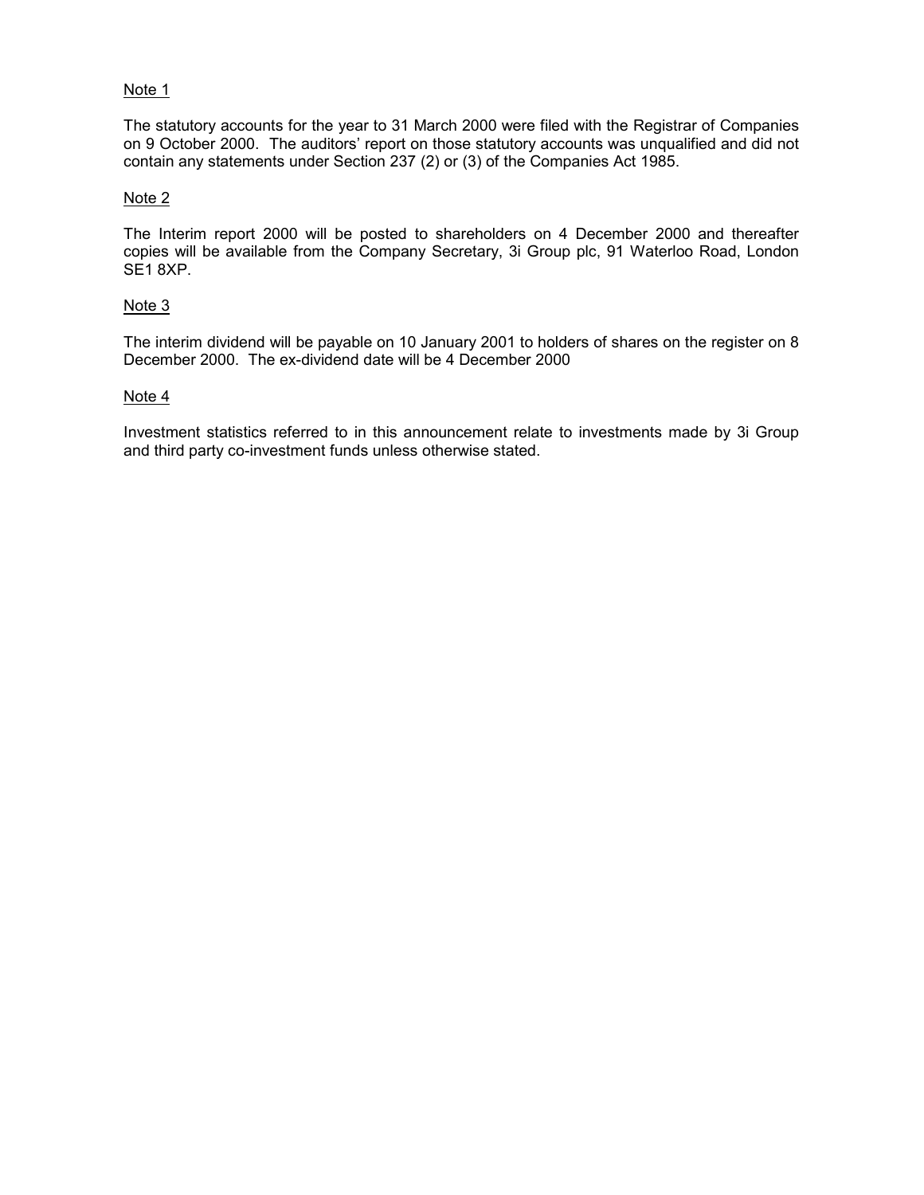Note 1

The statutory accounts for the year to 31 March 2000 were filed with the Registrar of Companies on 9 October 2000. The auditors' report on those statutory accounts was unqualified and did not contain any statements under Section 237 (2) or (3) of the Companies Act 1985.

Note 2

The Interim report 2000 will be posted to shareholders on 4 December 2000 and thereafter copies will be available from the Company Secretary, 3i Group plc, 91 Waterloo Road, London SE1 8XP.

Note 3

The interim dividend will be payable on 10 January 2001 to holders of shares on the register on 8 December 2000. The ex-dividend date will be 4 December 2000

Note 4

Investment statistics referred to in this announcement relate to investments made by 3i Group and third party co-investment funds unless otherwise stated.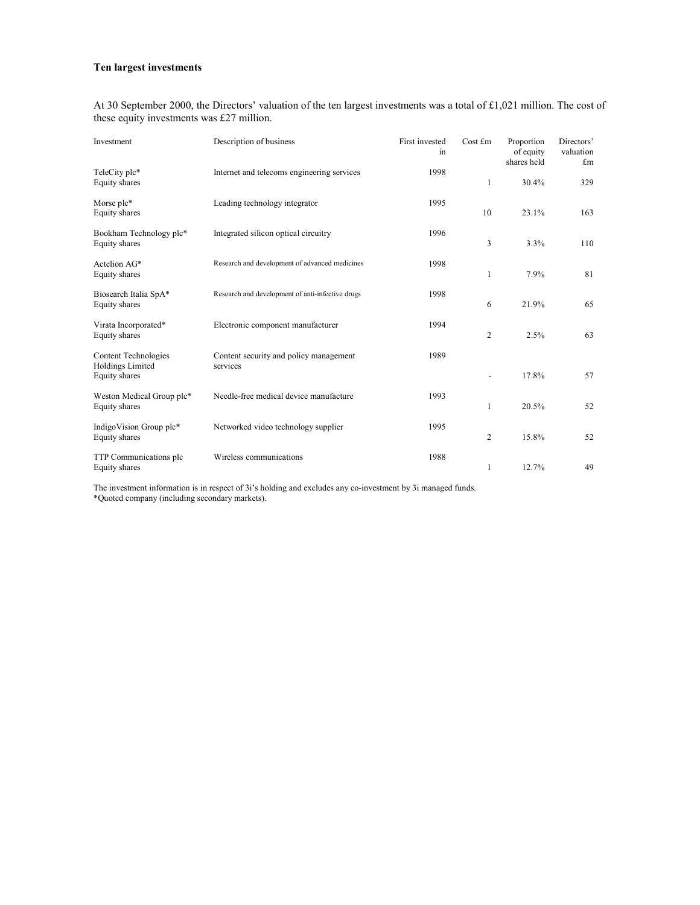**Ten largest investments**

At 30 September 2000, the Directors' valuation of the ten largest investments was a total of £1,021 million. The cost of these equity investments was £27 million.

| Investment | Description of business | First invested in | Cost £m | Proportion of equity shares held | Directors' valuation £m |
|---|---|---|---|---|---|
| TeleCity plc*<br>Equity shares | Internet and telecoms engineering services | 1998 | 1 | 30.4% | 329 |
| Morse plc*<br>Equity shares | Leading technology integrator | 1995 | 10 | 23.1% | 163 |
| Bookham Technology plc*<br>Equity shares | Integrated silicon optical circuitry | 1996 | 3 | 3.3% | 110 |
| Actelion AG*<br>Equity shares | Research and development of advanced medicines | 1998 | 1 | 7.9% | 81 |
| Biosearch Italia SpA*<br>Equity shares | Research and development of anti-infective drugs | 1998 | 6 | 21.9% | 65 |
| Virata Incorporated*<br>Equity shares | Electronic component manufacturer | 1994 | 2 | 2.5% | 63 |
| Content Technologies Holdings Limited<br>Equity shares | Content security and policy management services | 1989 | - | 17.8% | 57 |
| Weston Medical Group plc*<br>Equity shares | Needle-free medical device manufacture | 1993 | 1 | 20.5% | 52 |
| IndigoVision Group plc*<br>Equity shares | Networked video technology supplier | 1995 | 2 | 15.8% | 52 |
| TTP Communications plc<br>Equity shares | Wireless communications | 1988 | 1 | 12.7% | 49 |

The investment information is in respect of 3i's holding and excludes any co-investment by 3i managed funds.
*Quoted company (including secondary markets).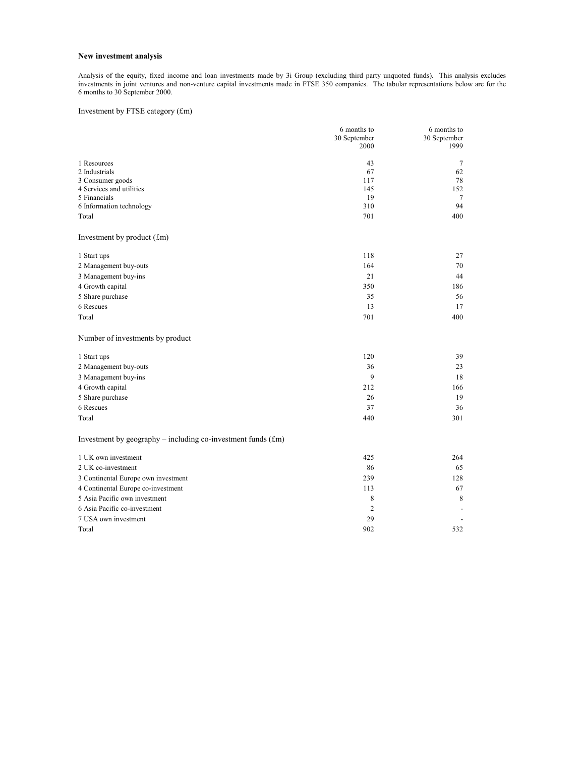**New investment analysis**

Analysis of the equity, fixed income and loan investments made by 3i Group (excluding third party unquoted funds). This analysis excludes investments in joint ventures and non-venture capital investments made in FTSE 350 companies. The tabular representations below are for the 6 months to 30 September 2000.

Investment by FTSE category (£m)

| | 6 months to 30 September 2000 | 6 months to 30 September 1999 |
|---|---|---|
| 1 Resources | 43 | 7 |
| 2 Industrials | 67 | 62 |
| 3 Consumer goods | 117 | 78 |
| 4 Services and utilities | 145 | 152 |
| 5 Financials | 19 | 7 |
| 6 Information technology | 310 | 94 |
| Total | 701 | 400 |

Investment by product (£m)

| | | |
|---|---|---|
| 1 Start ups | 118 | 27 |
| 2 Management buy-outs | 164 | 70 |
| 3 Management buy-ins | 21 | 44 |
| 4 Growth capital | 350 | 186 |
| 5 Share purchase | 35 | 56 |
| 6 Rescues | 13 | 17 |
| Total | 701 | 400 |

Number of investments by product

| | | |
|---|---|---|
| 1 Start ups | 120 | 39 |
| 2 Management buy-outs | 36 | 23 |
| 3 Management buy-ins | 9 | 18 |
| 4 Growth capital | 212 | 166 |
| 5 Share purchase | 26 | 19 |
| 6 Rescues | 37 | 36 |
| Total | 440 | 301 |

Investment by geography – including co-investment funds (£m)

| | | |
|---|---|---|
| 1 UK own investment | 425 | 264 |
| 2 UK co-investment | 86 | 65 |
| 3 Continental Europe own investment | 239 | 128 |
| 4 Continental Europe co-investment | 113 | 67 |
| 5 Asia Pacific own investment | 8 | 8 |
| 6 Asia Pacific co-investment | 2 | - |
| 7 USA own investment | 29 | - |
| Total | 902 | 532 |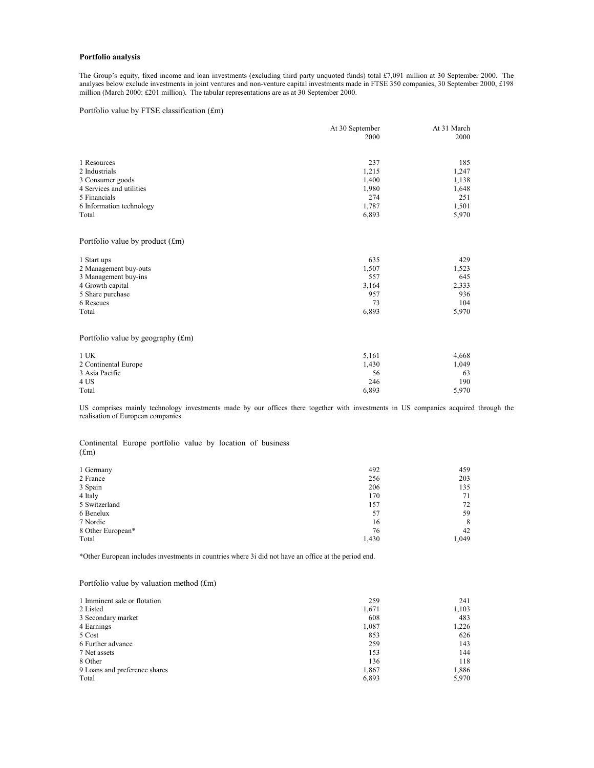**Portfolio analysis**

The Group's equity, fixed income and loan investments (excluding third party unquoted funds) total £7,091 million at 30 September 2000. The analyses below exclude investments in joint ventures and non-venture capital investments made in FTSE 350 companies, 30 September 2000, £198 million (March 2000: £201 million). The tabular representations are as at 30 September 2000.

Portfolio value by FTSE classification (£m)

| | At 30 September 2000 | At 31 March 2000 |
|---|---|---|
| 1 Resources | 237 | 185 |
| 2 Industrials | 1,215 | 1,247 |
| 3 Consumer goods | 1,400 | 1,138 |
| 4 Services and utilities | 1,980 | 1,648 |
| 5 Financials | 274 | 251 |
| 6 Information technology | 1,787 | 1,501 |
| Total | 6,893 | 5,970 |

Portfolio value by product (£m)

| | At 30 September 2000 | At 31 March 2000 |
|---|---|---|
| 1 Start ups | 635 | 429 |
| 2 Management buy-outs | 1,507 | 1,523 |
| 3 Management buy-ins | 557 | 645 |
| 4 Growth capital | 3,164 | 2,333 |
| 5 Share purchase | 957 | 936 |
| 6 Rescues | 73 | 104 |
| Total | 6,893 | 5,970 |

Portfolio value by geography (£m)

| | At 30 September 2000 | At 31 March 2000 |
|---|---|---|
| 1 UK | 5,161 | 4,668 |
| 2 Continental Europe | 1,430 | 1,049 |
| 3 Asia Pacific | 56 | 63 |
| 4 US | 246 | 190 |
| Total | 6,893 | 5,970 |

US comprises mainly technology investments made by our offices there together with investments in US companies acquired through the realisation of European companies.

Continental Europe portfolio value by location of business (£m)

| | At 30 September 2000 | At 31 March 2000 |
|---|---|---|
| 1 Germany | 492 | 459 |
| 2 France | 256 | 203 |
| 3 Spain | 206 | 135 |
| 4 Italy | 170 | 71 |
| 5 Switzerland | 157 | 72 |
| 6 Benelux | 57 | 59 |
| 7 Nordic | 16 | 8 |
| 8 Other European* | 76 | 42 |
| Total | 1,430 | 1,049 |

*Other European includes investments in countries where 3i did not have an office at the period end.

Portfolio value by valuation method (£m)

| | At 30 September 2000 | At 31 March 2000 |
|---|---|---|
| 1 Imminent sale or flotation | 259 | 241 |
| 2 Listed | 1,671 | 1,103 |
| 3 Secondary market | 608 | 483 |
| 4 Earnings | 1,087 | 1,226 |
| 5 Cost | 853 | 626 |
| 6 Further advance | 259 | 143 |
| 7 Net assets | 153 | 144 |
| 8 Other | 136 | 118 |
| 9 Loans and preference shares | 1,867 | 1,886 |
| Total | 6,893 | 5,970 |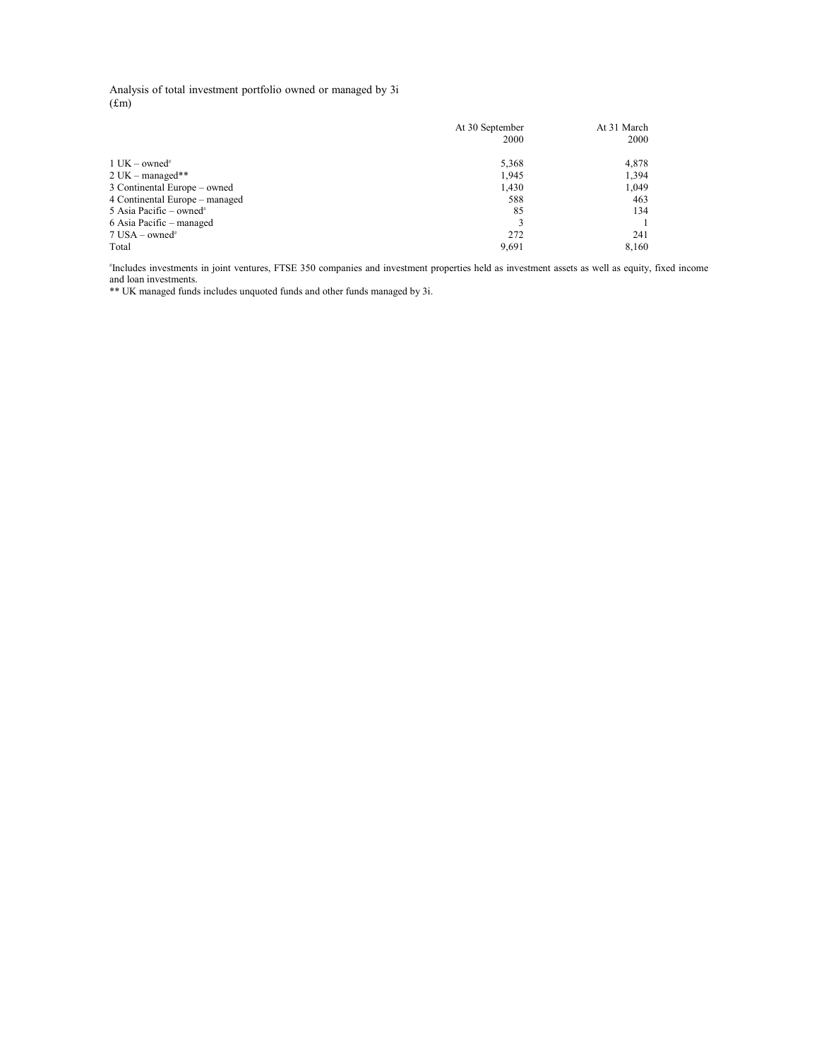Analysis of total investment portfolio owned or managed by 3i
(£m)

| | At 30 September 2000 | At 31 March 2000 |
|---|---|---|
| 1 UK – owned[#] | 5,368 | 4,878 |
| 2 UK – managed** | 1,945 | 1,394 |
| 3 Continental Europe – owned | 1,430 | 1,049 |
| 4 Continental Europe – managed | 588 | 463 |
| 5 Asia Pacific – owned[#] | 85 | 134 |
| 6 Asia Pacific – managed | 3 | 1 |
| 7 USA – owned[#] | 272 | 241 |
| Total | 9,691 | 8,160 |

[#]Includes investments in joint ventures, FTSE 350 companies and investment properties held as investment assets as well as equity, fixed income and loan investments.

** UK managed funds includes unquoted funds and other funds managed by 3i.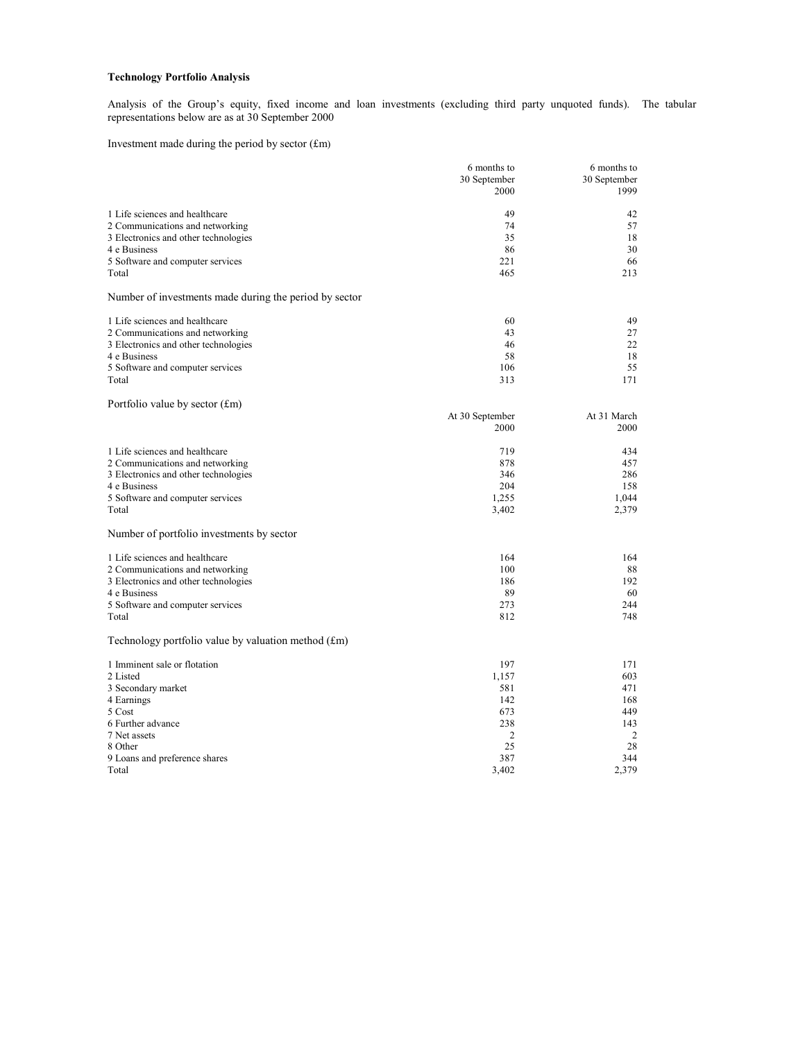**Technology Portfolio Analysis**

Analysis of the Group's equity, fixed income and loan investments (excluding third party unquoted funds). The tabular representations below are as at 30 September 2000

Investment made during the period by sector (£m)

| | 6 months to 30 September 2000 | 6 months to 30 September 1999 |
|---|---|---|
| 1 Life sciences and healthcare | 49 | 42 |
| 2 Communications and networking | 74 | 57 |
| 3 Electronics and other technologies | 35 | 18 |
| 4 e Business | 86 | 30 |
| 5 Software and computer services | 221 | 66 |
| Total | 465 | 213 |

Number of investments made during the period by sector

| | 6 months to 30 September 2000 | 6 months to 30 September 1999 |
|---|---|---|
| 1 Life sciences and healthcare | 60 | 49 |
| 2 Communications and networking | 43 | 27 |
| 3 Electronics and other technologies | 46 | 22 |
| 4 e Business | 58 | 18 |
| 5 Software and computer services | 106 | 55 |
| Total | 313 | 171 |

Portfolio value by sector (£m)

| | At 30 September 2000 | At 31 March 2000 |
|---|---|---|
| 1 Life sciences and healthcare | 719 | 434 |
| 2 Communications and networking | 878 | 457 |
| 3 Electronics and other technologies | 346 | 286 |
| 4 e Business | 204 | 158 |
| 5 Software and computer services | 1,255 | 1,044 |
| Total | 3,402 | 2,379 |

Number of portfolio investments by sector

| | At 30 September 2000 | At 31 March 2000 |
|---|---|---|
| 1 Life sciences and healthcare | 164 | 164 |
| 2 Communications and networking | 100 | 88 |
| 3 Electronics and other technologies | 186 | 192 |
| 4 e Business | 89 | 60 |
| 5 Software and computer services | 273 | 244 |
| Total | 812 | 748 |

Technology portfolio value by valuation method (£m)

| | At 30 September 2000 | At 31 March 2000 |
|---|---|---|
| 1 Imminent sale or flotation | 197 | 171 |
| 2 Listed | 1,157 | 603 |
| 3 Secondary market | 581 | 471 |
| 4 Earnings | 142 | 168 |
| 5 Cost | 673 | 449 |
| 6 Further advance | 238 | 143 |
| 7 Net assets | 2 | 2 |
| 8 Other | 25 | 28 |
| 9 Loans and preference shares | 387 | 344 |
| Total | 3,402 | 2,379 |